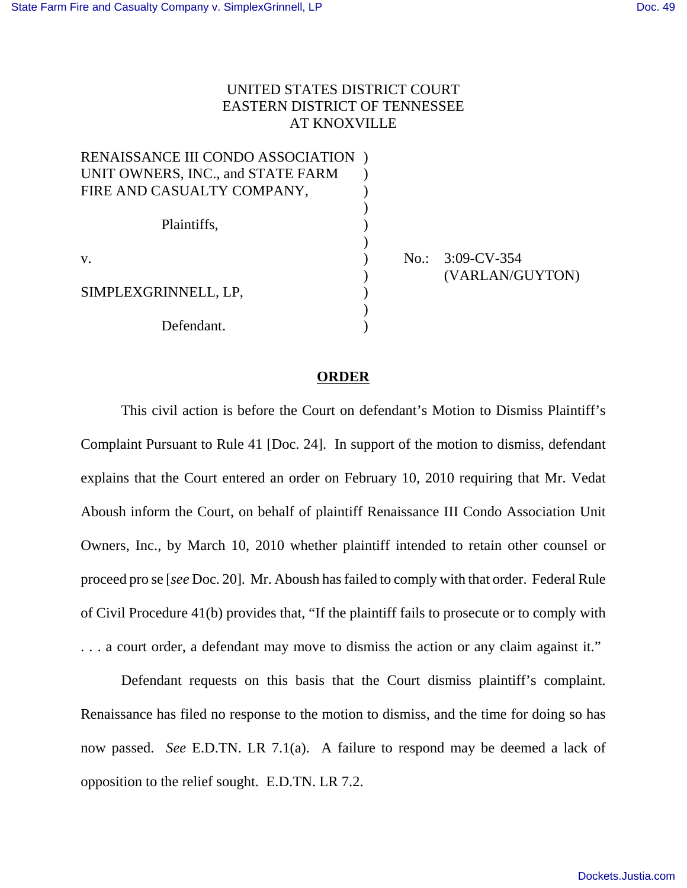UNITED STATES DISTRICT COURT
EASTERN DISTRICT OF TENNESSEE
AT KNOXVILLE

RENAISSANCE III CONDO ASSOCIATION UNIT OWNERS, INC., and STATE FARM FIRE AND CASUALTY COMPANY,

Plaintiffs,

v.

SIMPLEXGRINNELL, LP,

Defendant.

No.: 3:09-CV-354 (VARLAN/GUYTON)

## ORDER

This civil action is before the Court on defendant's Motion to Dismiss Plaintiff's Complaint Pursuant to Rule 41 [Doc. 24]. In support of the motion to dismiss, defendant explains that the Court entered an order on February 10, 2010 requiring that Mr. Vedat Aboush inform the Court, on behalf of plaintiff Renaissance III Condo Association Unit Owners, Inc., by March 10, 2010 whether plaintiff intended to retain other counsel or proceed pro se [*see* Doc. 20]. Mr. Aboush has failed to comply with that order. Federal Rule of Civil Procedure 41(b) provides that, "If the plaintiff fails to prosecute or to comply with . . . a court order, a defendant may move to dismiss the action or any claim against it."

Defendant requests on this basis that the Court dismiss plaintiff's complaint. Renaissance has filed no response to the motion to dismiss, and the time for doing so has now passed. *See* E.D.TN. LR 7.1(a). A failure to respond may be deemed a lack of opposition to the relief sought. E.D.TN. LR 7.2.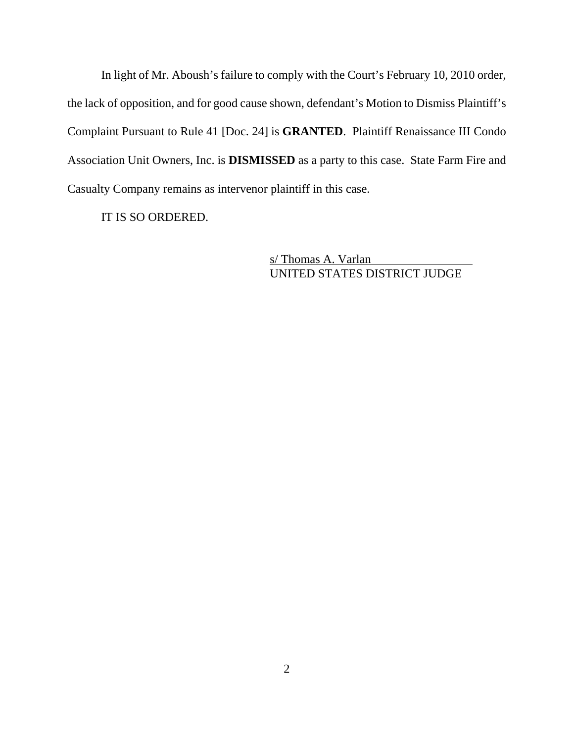In light of Mr. Aboush's failure to comply with the Court's February 10, 2010 order, the lack of opposition, and for good cause shown, defendant's Motion to Dismiss Plaintiff's Complaint Pursuant to Rule 41 [Doc. 24] is **GRANTED**. Plaintiff Renaissance III Condo Association Unit Owners, Inc. is **DISMISSED** as a party to this case. State Farm Fire and Casualty Company remains as intervenor plaintiff in this case.

IT IS SO ORDERED.

s/ Thomas A. Varlan
UNITED STATES DISTRICT JUDGE